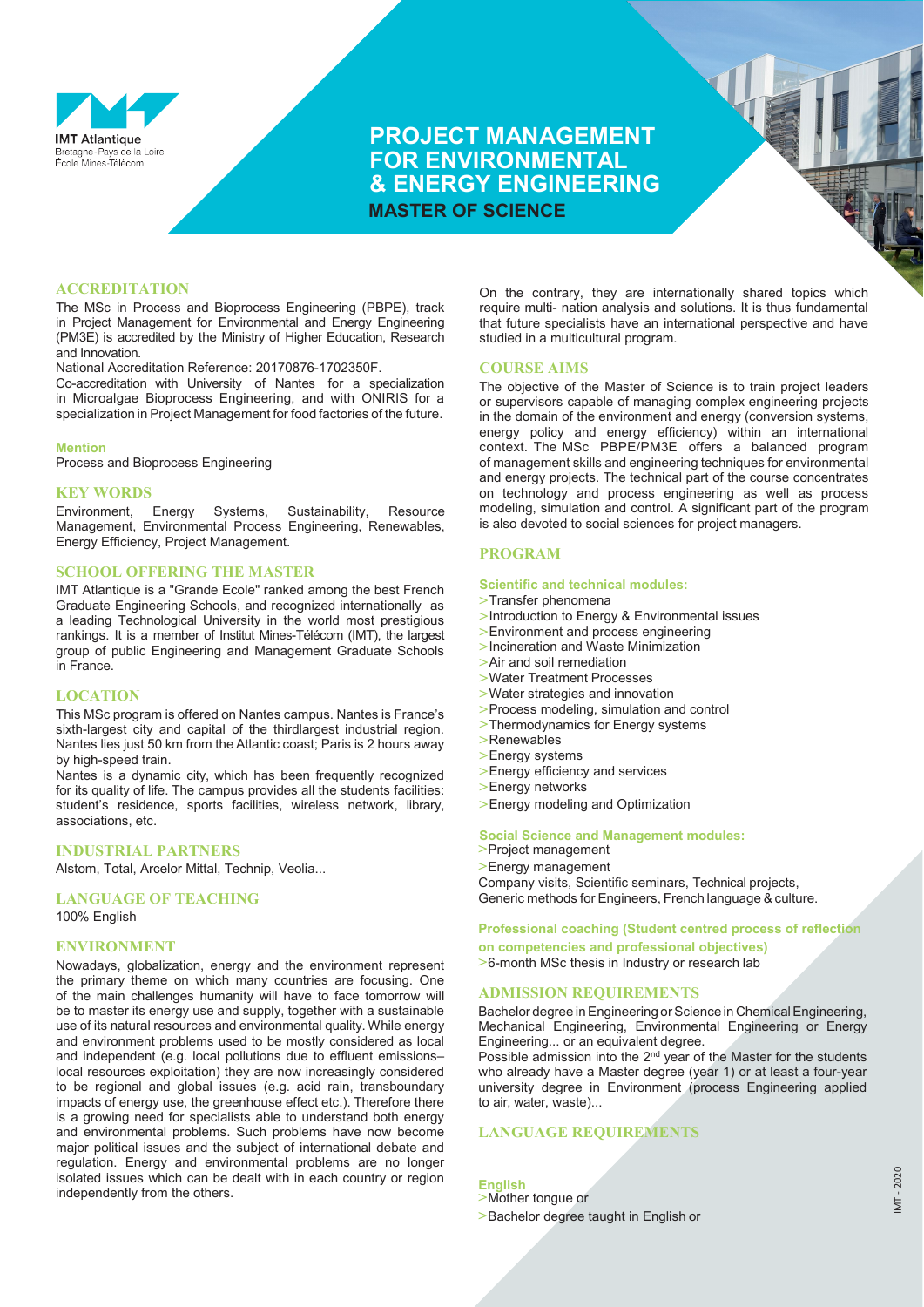IMT Atlantique
Bretagne-Pays de la Loire
École Mines-Télécom

# PROJECT MANAGEMENT FOR ENVIRONMENTAL & ENERGY ENGINEERING

## MASTER OF SCIENCE

## ACCREDITATION

The MSc in Process and Bioprocess Engineering (PBPE), track in Project Management for Environmental and Energy Engineering (PM3E) is accredited by the Ministry of Higher Education, Research and Innovation.

National Accreditation Reference: 20170876-1702350F.

Co-accreditation with University of Nantes for a specialization in Microalgae Bioprocess Engineering, and with ONIRIS for a specialization in Project Management for food factories of the future.

### Mention

Process and Bioprocess Engineering

## KEY WORDS

Environment, Energy Systems, Sustainability, Resource Management, Environmental Process Engineering, Renewables, Energy Efficiency, Project Management.

## SCHOOL OFFERING THE MASTER

IMT Atlantique is a "Grande Ecole" ranked among the best French Graduate Engineering Schools, and recognized internationally as a leading Technological University in the world most prestigious rankings. It is a member of Institut Mines-Télécom (IMT), the largest group of public Engineering and Management Graduate Schools in France.

## LOCATION

This MSc program is offered on Nantes campus. Nantes is France's sixth-largest city and capital of the thirdlargest industrial region. Nantes lies just 50 km from the Atlantic coast; Paris is 2 hours away by high-speed train.

Nantes is a dynamic city, which has been frequently recognized for its quality of life. The campus provides all the students facilities: student's residence, sports facilities, wireless network, library, associations, etc.

## INDUSTRIAL PARTNERS

Alstom, Total, Arcelor Mittal, Technip, Veolia...

## LANGUAGE OF TEACHING

100% English

## ENVIRONMENT

Nowadays, globalization, energy and the environment represent the primary theme on which many countries are focusing. One of the main challenges humanity will have to face tomorrow will be to master its energy use and supply, together with a sustainable use of its natural resources and environmental quality. While energy and environment problems used to be mostly considered as local and independent (e.g. local pollutions due to effluent emissions– local resources exploitation) they are now increasingly considered to be regional and global issues (e.g. acid rain, transboundary impacts of energy use, the greenhouse effect etc.). Therefore there is a growing need for specialists able to understand both energy and environmental problems. Such problems have now become major political issues and the subject of international debate and regulation. Energy and environmental problems are no longer isolated issues which can be dealt with in each country or region independently from the others.

On the contrary, they are internationally shared topics which require multi- nation analysis and solutions. It is thus fundamental that future specialists have an international perspective and have studied in a multicultural program.

## COURSE AIMS

The objective of the Master of Science is to train project leaders or supervisors capable of managing complex engineering projects in the domain of the environment and energy (conversion systems, energy policy and energy efficiency) within an international context. The MSc PBPE/PM3E offers a balanced program of management skills and engineering techniques for environmental and energy projects. The technical part of the course concentrates on technology and process engineering as well as process modeling, simulation and control. A significant part of the program is also devoted to social sciences for project managers.

## PROGRAM

### Scientific and technical modules:

- Transfer phenomena
- Introduction to Energy & Environmental issues
- Environment and process engineering
- Incineration and Waste Minimization
- Air and soil remediation
- Water Treatment Processes
- Water strategies and innovation
- Process modeling, simulation and control
- Thermodynamics for Energy systems
- Renewables
- Energy systems
- Energy efficiency and services
- Energy networks
- Energy modeling and Optimization

### Social Science and Management modules:

- Project management
- Energy management

Company visits, Scientific seminars, Technical projects, Generic methods for Engineers, French language & culture.

### Professional coaching (Student centred process of reflection on competencies and professional objectives)

- 6-month MSc thesis in Industry or research lab

## ADMISSION REQUIREMENTS

Bachelor degree in Engineering or Science in Chemical Engineering, Mechanical Engineering, Environmental Engineering or Energy Engineering... or an equivalent degree.

Possible admission into the 2nd year of the Master for the students who already have a Master degree (year 1) or at least a four-year university degree in Environment (process Engineering applied to air, water, waste)...

## LANGUAGE REQUIREMENTS

### English

- Mother tongue or
- Bachelor degree taught in English or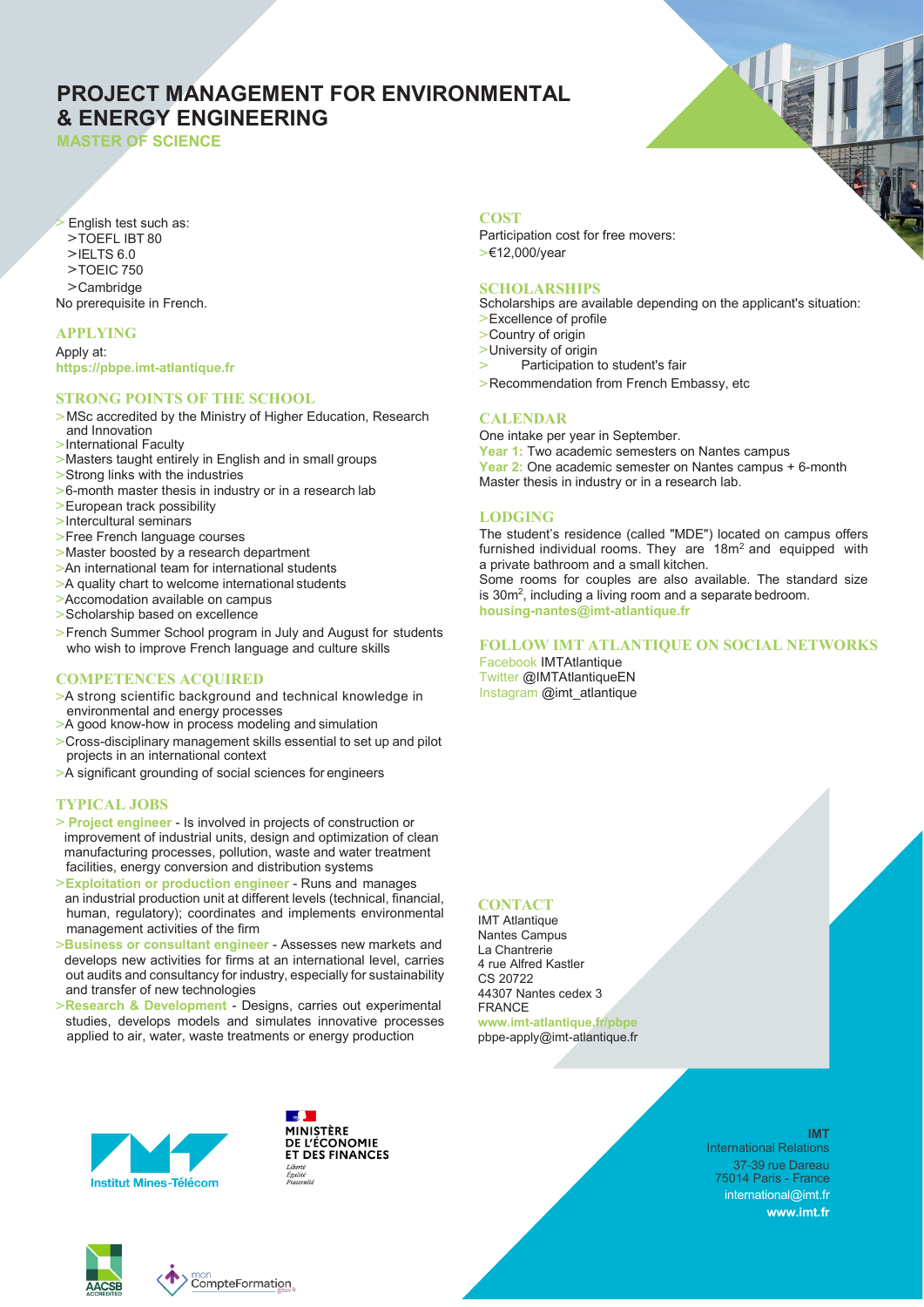# PROJECT MANAGEMENT FOR ENVIRONMENTAL & ENERGY ENGINEERING

## MASTER OF SCIENCE

> English test such as:
  >TOEFL IBT 80
  >IELTS 6.0
  >TOEIC 750
  >Cambridge

No prerequisite in French.

## APPLYING

Apply at:
**https://pbpe.imt-atlantique.fr**

## STRONG POINTS OF THE SCHOOL

- MSc accredited by the Ministry of Higher Education, Research and Innovation
- International Faculty
- Masters taught entirely in English and in small groups
- Strong links with the industries
- 6-month master thesis in industry or in a research lab
- European track possibility
- Intercultural seminars
- Free French language courses
- Master boosted by a research department
- An international team for international students
- A quality chart to welcome international students
- Accomodation available on campus
- Scholarship based on excellence
- French Summer School program in July and August for students who wish to improve French language and culture skills

## COMPETENCES ACQUIRED

- A strong scientific background and technical knowledge in environmental and energy processes
- A good know-how in process modeling and simulation
- Cross-disciplinary management skills essential to set up and pilot projects in an international context
- A significant grounding of social sciences for engineers

## TYPICAL JOBS

- **Project engineer** - Is involved in projects of construction or improvement of industrial units, design and optimization of clean manufacturing processes, pollution, waste and water treatment facilities, energy conversion and distribution systems
- **Exploitation or production engineer** - Runs and manages an industrial production unit at different levels (technical, financial, human, regulatory); coordinates and implements environmental management activities of the firm
- **Business or consultant engineer** - Assesses new markets and develops new activities for firms at an international level, carries out audits and consultancy for industry, especially for sustainability and transfer of new technologies
- **Research & Development** - Designs, carries out experimental studies, develops models and simulates innovative processes applied to air, water, waste treatments or energy production

## COST

Participation cost for free movers:
- €12,000/year

## SCHOLARSHIPS

Scholarships are available depending on the applicant's situation:
- Excellence of profile
- Country of origin
- University of origin
- Participation to student's fair
- Recommendation from French Embassy, etc

## CALENDAR

One intake per year in September.
**Year 1:** Two academic semesters on Nantes campus
**Year 2:** One academic semester on Nantes campus + 6-month Master thesis in industry or in a research lab.

## LODGING

The student's residence (called "MDE") located on campus offers furnished individual rooms. They are 18m$^2$ and equipped with a private bathroom and a small kitchen.
Some rooms for couples are also available. The standard size is 30m$^2$, including a living room and a separate bedroom.
**housing-nantes@imt-atlantique.fr**

## FOLLOW IMT ATLANTIQUE ON SOCIAL NETWORKS

Facebook IMTAtlantique
Twitter @IMTAtlantiqueEN
Instagram @imt_atlantique

## CONTACT

IMT Atlantique
Nantes Campus
La Chantrerie
4 rue Alfred Kastler
CS 20722
44307 Nantes cedex 3
FRANCE
**www.imt-atlantique.fr/pbpe**
pbpe-apply@imt-atlantique.fr

Institut Mines-Télécom

MINISTÈRE DE L'ÉCONOMIE ET DES FINANCES
Liberté
Égalité
Fraternité

**IMT**
International Relations
37-39 rue Dareau
75014 Paris - France
international@imt.fr
**www.imt.fr**

AACSB ACCREDITED

mon CompteFormation